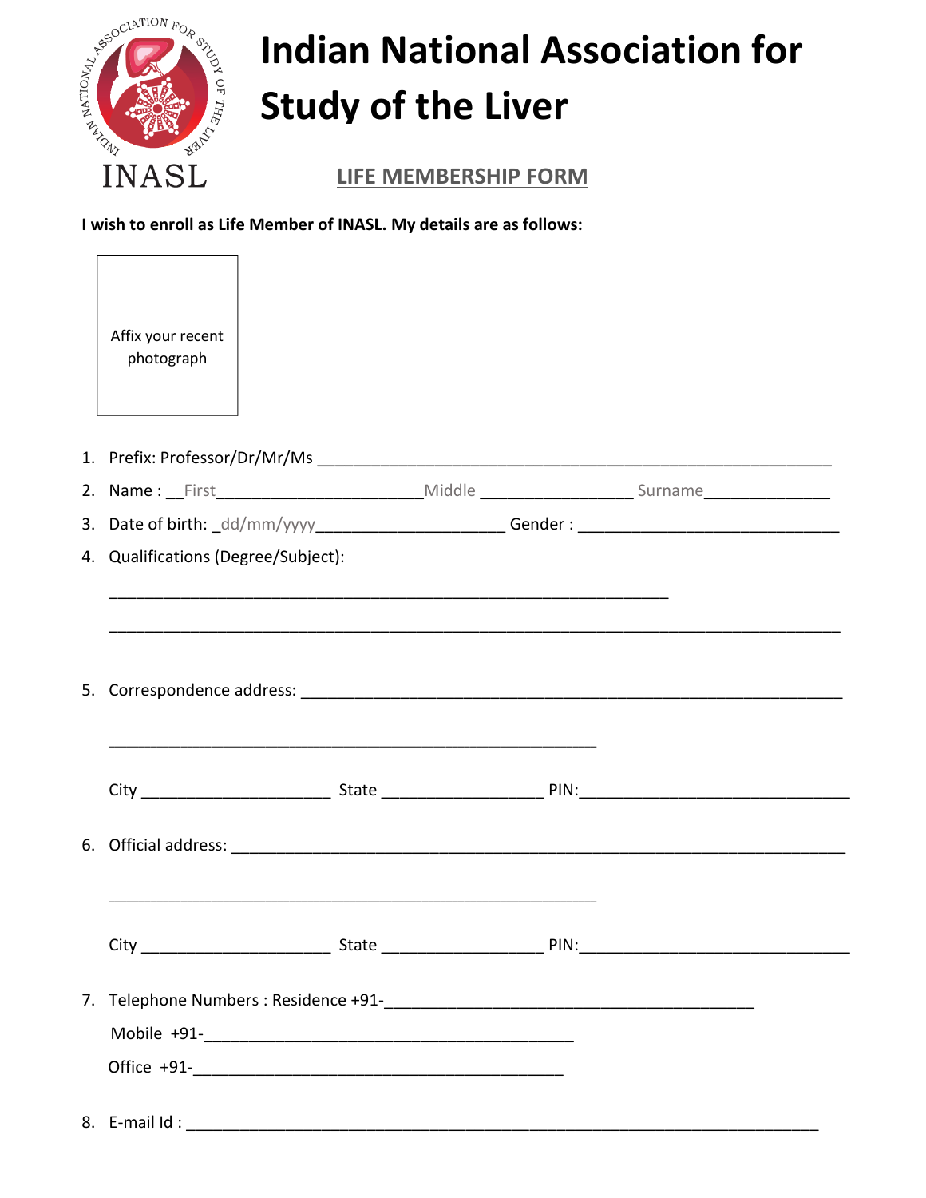# Indian National Association for Study of the Liver

INASL

## LIFE MEMBERSHIP FORM

**I wish to enroll as Life Member of INASL. My details are as follows:**

Affix your recent photograph

1. Prefix: Professor/Dr/Mr/Ms ______________________________________________________
2. Name : __First______________________Middle ________________ Surname_____________
3. Date of birth: _dd/mm/yyyy____________________ Gender : ___________________________
4. Qualifications (Degree/Subject):

   ____________________________________________________________

   ______________________________________________________________________________

5. Correspondence address: __________________________________________________________

   ____________________________________________________

   City ____________________ State _________________ PIN:_____________________________

6. Official address: _________________________________________________________________

   ____________________________________________________

   City ____________________ State _________________ PIN:_____________________________

7. Telephone Numbers : Residence +91-________________________________________

   Mobile +91-________________________________________

   Office +91-________________________________________

8. E-mail Id : _____________________________________________________________________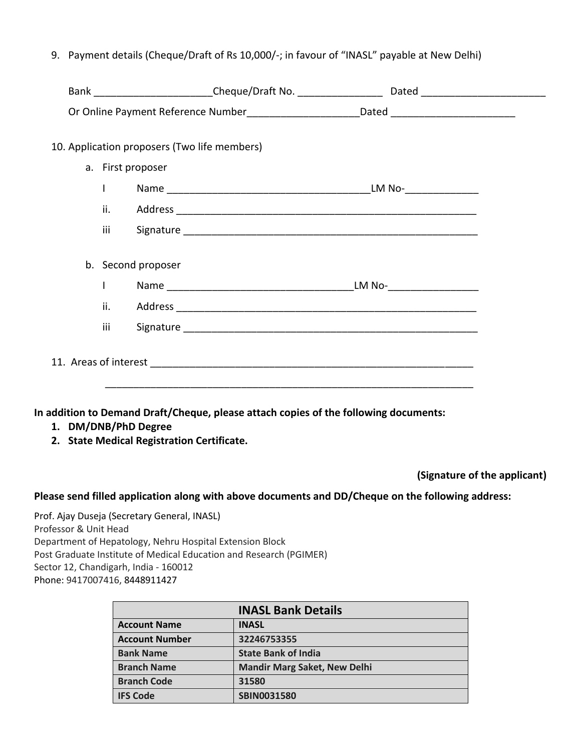9. Payment details (Cheque/Draft of Rs 10,000/-; in favour of "INASL" payable at New Delhi)

   Bank ____________________Cheque/Draft No. ______________ Dated _____________________

   Or Online Payment Reference Number___________________Dated _____________________

10. Application proposers (Two life members)

    a. First proposer

       I Name ____________________________________LM No-____________

       ii. Address ______________________________________________________

       iii Signature ______________________________________________________

    b. Second proposer

       I Name _________________________________LM No-_______________

       ii. Address ______________________________________________________

       iii Signature ______________________________________________________

11. Areas of interest ___________________________________________________________

    _______________________________________________________________

**In addition to Demand Draft/Cheque, please attach copies of the following documents:**

1. **DM/DNB/PhD Degree**
2. **State Medical Registration Certificate.**

**(Signature of the applicant)**

**Please send filled application along with above documents and DD/Cheque on the following address:**

Prof. Ajay Duseja (Secretary General, INASL)
Professor & Unit Head
Department of Hepatology, Nehru Hospital Extension Block
Post Graduate Institute of Medical Education and Research (PGIMER)
Sector 12, Chandigarh, India - 160012
Phone: 9417007416, 8448911427

| **INASL Bank Details** | |
|---|---|
| **Account Name** | **INASL** |
| **Account Number** | **32246753355** |
| **Bank Name** | **State Bank of India** |
| **Branch Name** | **Mandir Marg Saket, New Delhi** |
| **Branch Code** | **31580** |
| **IFS Code** | **SBIN0031580** |